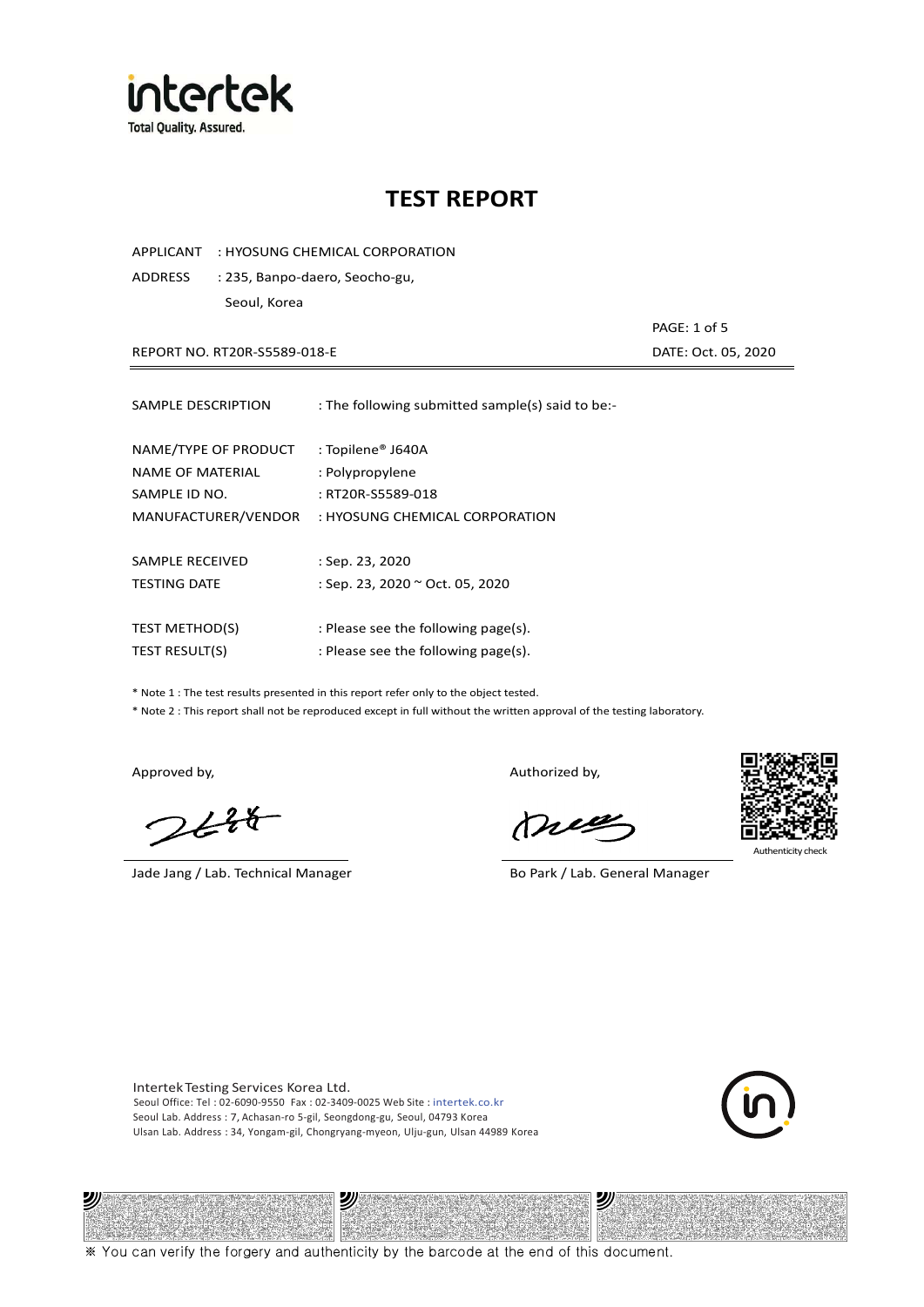intertek
Total Quality. Assured.

# TEST REPORT

APPLICANT : HYOSUNG CHEMICAL CORPORATION

ADDRESS : 235, Banpo-daero, Seocho-gu, Seoul, Korea

REPORT NO. RT20R-S5589-018-E

DATE: Oct. 05, 2020

SAMPLE DESCRIPTION : The following submitted sample(s) said to be:-

NAME/TYPE OF PRODUCT : Topilene® J640A

NAME OF MATERIAL : Polypropylene

SAMPLE ID NO. : RT20R-S5589-018

MANUFACTURER/VENDOR : HYOSUNG CHEMICAL CORPORATION

SAMPLE RECEIVED : Sep. 23, 2020

TESTING DATE : Sep. 23, 2020 ~ Oct. 05, 2020

TEST METHOD(S) : Please see the following page(s).

TEST RESULT(S) : Please see the following page(s).

* Note 1 : The test results presented in this report refer only to the object tested.
* Note 2 : This report shall not be reproduced except in full without the written approval of the testing laboratory.

Approved by,

Jade Jang / Lab. Technical Manager

Authorized by,

Bo Park / Lab. General Manager

Authenticity check

Intertek Testing Services Korea Ltd.
Seoul Office: Tel : 02-6090-9550 Fax : 02-3409-0025 Web Site : intertek.co.kr
Seoul Lab. Address : 7, Achasan-ro 5-gil, Seongdong-gu, Seoul, 04793 Korea
Ulsan Lab. Address : 34, Yongam-gil, Chongryang-myeon, Ulju-gun, Ulsan 44989 Korea

※ You can verify the forgery and authenticity by the barcode at the end of this document.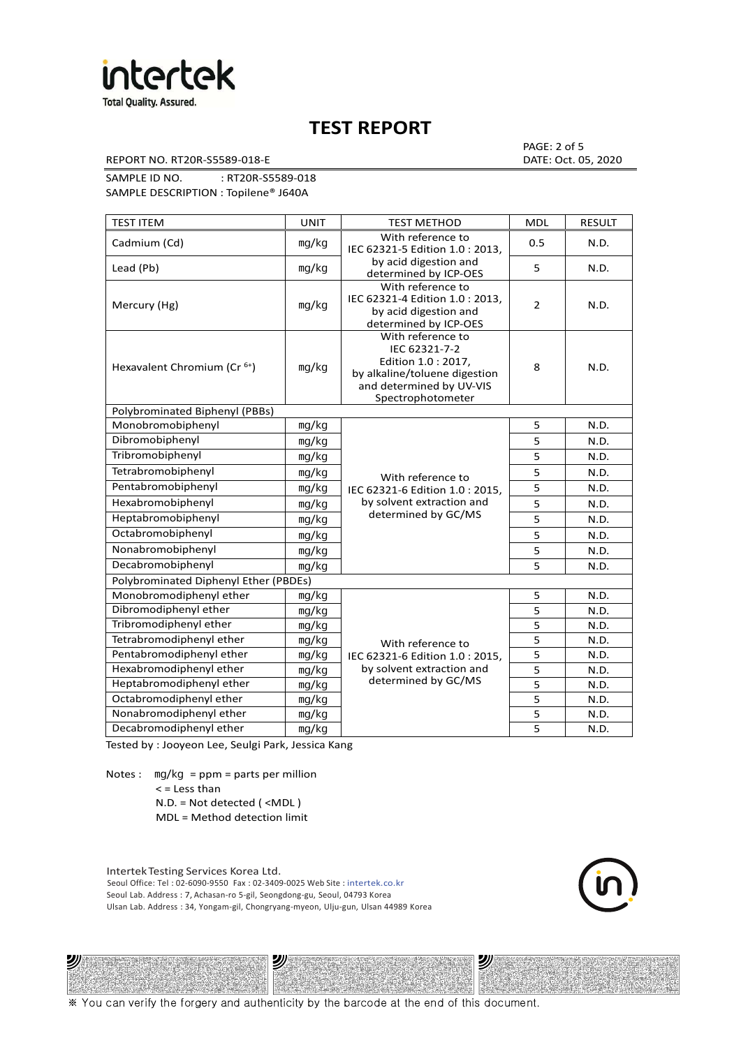# TEST REPORT

REPORT NO. RT20R-S5589-018-E

DATE: Oct. 05, 2020

SAMPLE ID NO. : RT20R-S5589-018

SAMPLE DESCRIPTION : Topilene® J640A

| TEST ITEM | UNIT | TEST METHOD | MDL | RESULT |
|---|---|---|---|---|
| Cadmium (Cd) | mg/kg | With reference to IEC 62321-5 Edition 1.0 : 2013, by acid digestion and determined by ICP-OES | 0.5 | N.D. |
| Lead (Pb) | mg/kg | | 5 | N.D. |
| Mercury (Hg) | mg/kg | With reference to IEC 62321-4 Edition 1.0 : 2013, by acid digestion and determined by ICP-OES | 2 | N.D. |
| Hexavalent Chromium ($Cr^{6+}$) | mg/kg | With reference to IEC 62321-7-2 Edition 1.0 : 2017, by alkaline/toluene digestion and determined by UV-VIS Spectrophotometer | 8 | N.D. |
| Polybrominated Biphenyl (PBBs) | | | | |
| Monobromobiphenyl | mg/kg | With reference to IEC 62321-6 Edition 1.0 : 2015, by solvent extraction and determined by GC/MS | 5 | N.D. |
| Dibromobiphenyl | mg/kg | | 5 | N.D. |
| Tribromobiphenyl | mg/kg | | 5 | N.D. |
| Tetrabromobiphenyl | mg/kg | | 5 | N.D. |
| Pentabromobiphenyl | mg/kg | | 5 | N.D. |
| Hexabromobiphenyl | mg/kg | | 5 | N.D. |
| Heptabromobiphenyl | mg/kg | | 5 | N.D. |
| Octabromobiphenyl | mg/kg | | 5 | N.D. |
| Nonabromobiphenyl | mg/kg | | 5 | N.D. |
| Decabromobiphenyl | mg/kg | | 5 | N.D. |
| Polybrominated Diphenyl Ether (PBDEs) | | | | |
| Monobromodiphenyl ether | mg/kg | With reference to IEC 62321-6 Edition 1.0 : 2015, by solvent extraction and determined by GC/MS | 5 | N.D. |
| Dibromodiphenyl ether | mg/kg | | 5 | N.D. |
| Tribromodiphenyl ether | mg/kg | | 5 | N.D. |
| Tetrabromodiphenyl ether | mg/kg | | 5 | N.D. |
| Pentabromodiphenyl ether | mg/kg | | 5 | N.D. |
| Hexabromodiphenyl ether | mg/kg | | 5 | N.D. |
| Heptabromodiphenyl ether | mg/kg | | 5 | N.D. |
| Octabromodiphenyl ether | mg/kg | | 5 | N.D. |
| Nonabromodiphenyl ether | mg/kg | | 5 | N.D. |
| Decabromodiphenyl ether | mg/kg | | 5 | N.D. |

Tested by : Jooyeon Lee, Seulgi Park, Jessica Kang

Notes : mg/kg = ppm = parts per million
< = Less than
N.D. = Not detected ( <MDL )
MDL = Method detection limit

Intertek Testing Services Korea Ltd.
Seoul Office: Tel : 02-6090-9550 Fax : 02-3409-0025 Web Site : intertek.co.kr
Seoul Lab. Address : 7, Achasan-ro 5-gil, Seongdong-gu, Seoul, 04793 Korea
Ulsan Lab. Address : 34, Yongam-gil, Chongryang-myeon, Ulju-gun, Ulsan 44989 Korea

※ You can verify the forgery and authenticity by the barcode at the end of this document.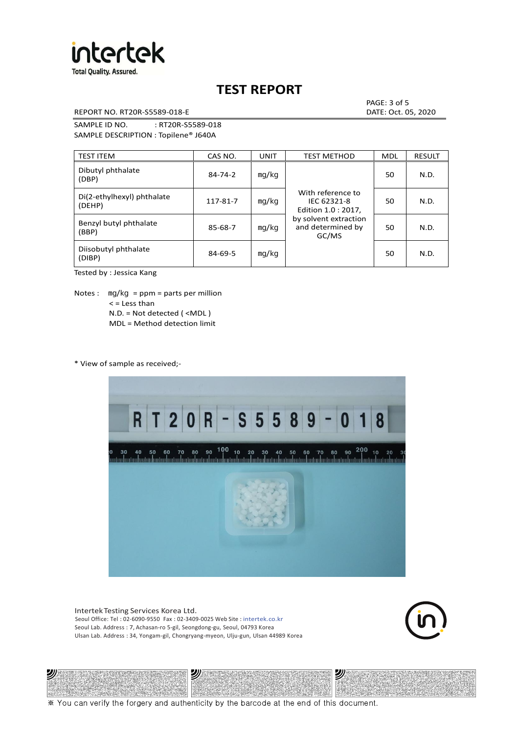# TEST REPORT

REPORT NO. RT20R-S5589-018-E

DATE: Oct. 05, 2020

SAMPLE ID NO. : RT20R-S5589-018

SAMPLE DESCRIPTION : Topilene® J640A

| TEST ITEM | CAS NO. | UNIT | TEST METHOD | MDL | RESULT |
|---|---|---|---|---|---|
| Dibutyl phthalate (DBP) | 84-74-2 | mg/kg | With reference to IEC 62321-8 Edition 1.0 : 2017, by solvent extraction and determined by GC/MS | 50 | N.D. |
| Di(2-ethylhexyl) phthalate (DEHP) | 117-81-7 | mg/kg | | 50 | N.D. |
| Benzyl butyl phthalate (BBP) | 85-68-7 | mg/kg | | 50 | N.D. |
| Diisobutyl phthalate (DIBP) | 84-69-5 | mg/kg | | 50 | N.D. |

Tested by : Jessica Kang

Notes : mg/kg = ppm = parts per million
< = Less than
N.D. = Not detected ( <MDL )
MDL = Method detection limit

* View of sample as received;-

Intertek Testing Services Korea Ltd.
Seoul Office: Tel : 02-6090-9550 Fax : 02-3409-0025 Web Site : intertek.co.kr
Seoul Lab. Address : 7, Achasan-ro 5-gil, Seongdong-gu, Seoul, 04793 Korea
Ulsan Lab. Address : 34, Yongam-gil, Chongryang-myeon, Ulju-gun, Ulsan 44989 Korea

※ You can verify the forgery and authenticity by the barcode at the end of this document.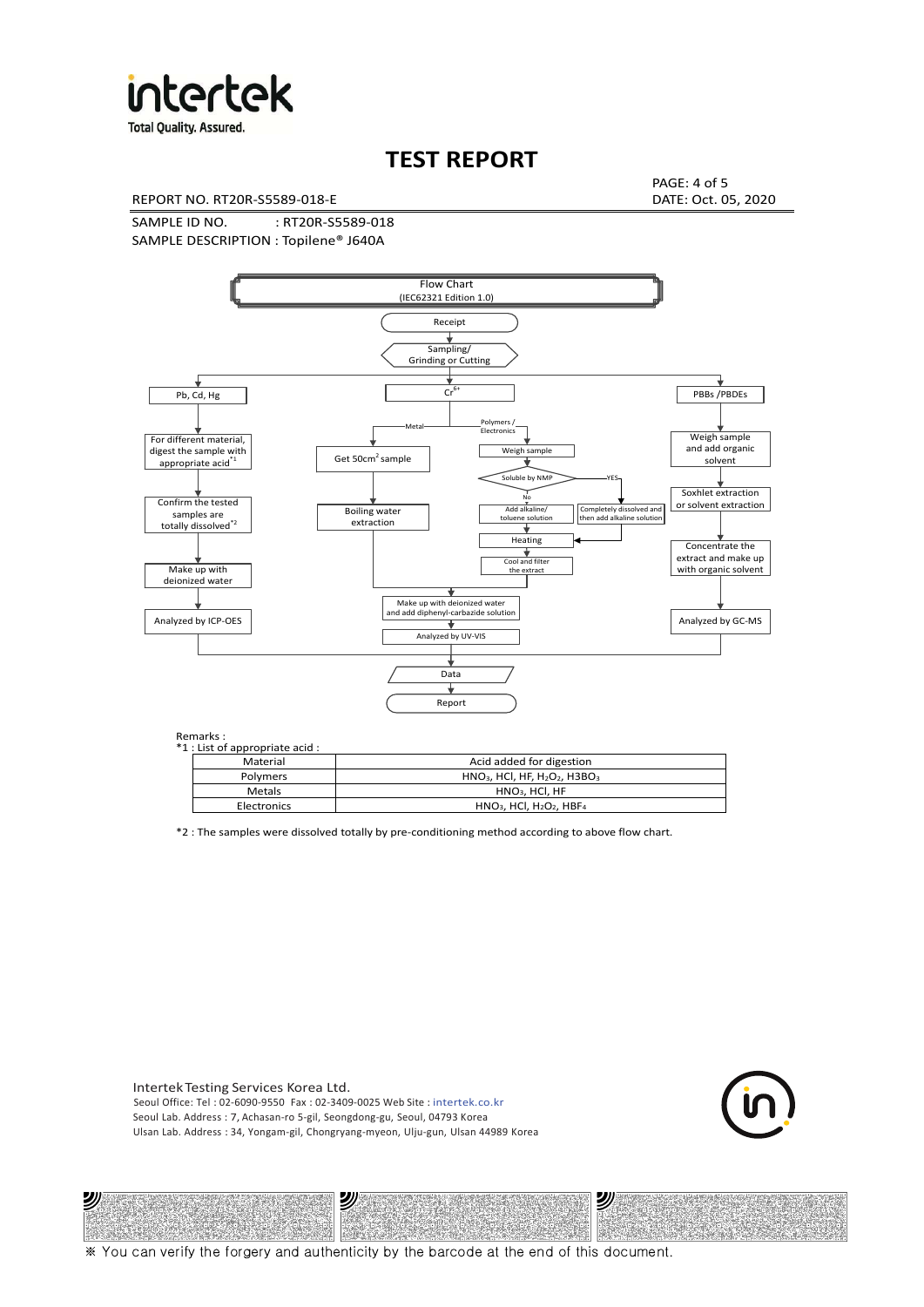# TEST REPORT

REPORT NO. RT20R-S5589-018-E

DATE: Oct. 05, 2020

SAMPLE ID NO. : RT20R-S5589-018

SAMPLE DESCRIPTION : Topilene® J640A

Flow Chart
(IEC62321 Edition 1.0)

Receipt

Sampling/
Grinding or Cutting

Pb, Cd, Hg

For different material, digest the sample with appropriate acid[*1]

Confirm the tested samples are totally dissolved[*2]

Make up with deionized water

Analyzed by ICP-OES

$Cr^{6+}$

Metal

Get 50cm[2] sample

Boiling water extraction

Polymers / Electronics

Weigh sample

Soluble by NMP

No

Add alkaline/ toluene solution

YES

Completely dissolved and then add alkaline solution

Heating

Cool and filter the extract

Make up with deionized water and add diphenyl-carbazide solution

Analyzed by UV-VIS

PBBs /PBDEs

Weigh sample and add organic solvent

Soxhlet extraction or solvent extraction

Concentrate the extract and make up with organic solvent

Analyzed by GC-MS

Data

Report

Remarks :
*1 : List of appropriate acid :

| Material | Acid added for digestion |
| --- | --- |
| Polymers | $HNO_3$, HCl, HF, $H_2O_2$, $H3BO_3$ |
| Metals | $HNO_3$, HCl, HF |
| Electronics | $HNO_3$, HCl, $H_2O_2$, $HBF_4$ |

*2 : The samples were dissolved totally by pre-conditioning method according to above flow chart.

Intertek Testing Services Korea Ltd.
Seoul Office: Tel : 02-6090-9550 Fax : 02-3409-0025 Web Site : intertek.co.kr
Seoul Lab. Address : 7, Achasan-ro 5-gil, Seongdong-gu, Seoul, 04793 Korea
Ulsan Lab. Address : 34, Yongam-gil, Chongryang-myeon, Ulju-gun, Ulsan 44989 Korea

※ You can verify the forgery and authenticity by the barcode at the end of this document.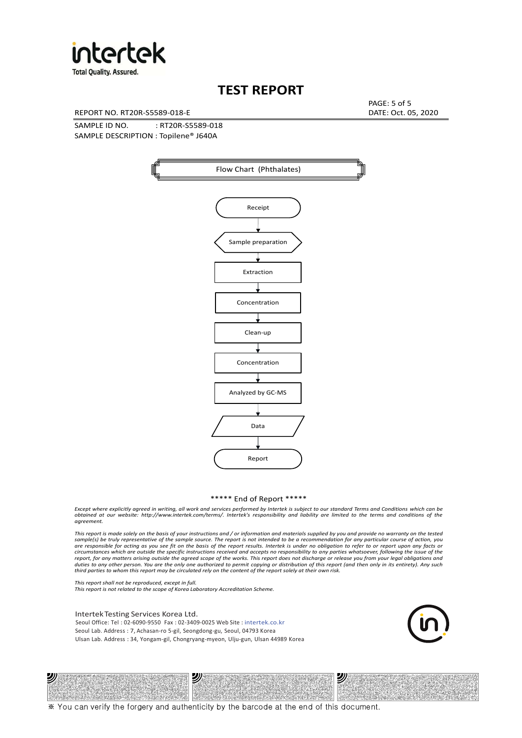# TEST REPORT

REPORT NO. RT20R-S5589-018-E

DATE: Oct. 05, 2020

SAMPLE ID NO. : RT20R-S5589-018

SAMPLE DESCRIPTION : Topilene® J640A

## Flow Chart (Phthalates)

Receipt

Sample preparation

Extraction

Concentration

Clean-up

Concentration

Analyzed by GC-MS

Data

Report

***** End of Report *****

*Except where explicitly agreed in writing, all work and services performed by Intertek is subject to our standard Terms and Conditions which can be obtained at our website: http://www.intertek.com/terms/. Intertek's responsibility and liability are limited to the terms and conditions of the agreement.*

*This report is made solely on the basis of your instructions and / or information and materials supplied by you and provide no warranty on the tested sample(s) be truly representative of the sample source. The report is not intended to be a recommendation for any particular course of action, you are responsible for acting as you see fit on the basis of the report results. Intertek is under no obligation to refer to or report upon any facts or circumstances which are outside the specific instructions received and accepts no responsibility to any parties whatsoever, following the issue of the report, for any matters arising outside the agreed scope of the works. This report does not discharge or release you from your legal obligations and duties to any other person. You are the only one authorized to permit copying or distribution of this report (and then only in its entirety). Any such third parties to whom this report may be circulated rely on the content of the report solely at their own risk.*

*This report shall not be reproduced, except in full.*
*This report is not related to the scope of Korea Laboratory Accreditation Scheme.*

Intertek Testing Services Korea Ltd.
Seoul Office: Tel : 02-6090-9550 Fax : 02-3409-0025 Web Site : intertek.co.kr
Seoul Lab. Address : 7, Achasan-ro 5-gil, Seongdong-gu, Seoul, 04793 Korea
Ulsan Lab. Address : 34, Yongam-gil, Chongryang-myeon, Ulju-gun, Ulsan 44989 Korea

※ You can verify the forgery and authenticity by the barcode at the end of this document.